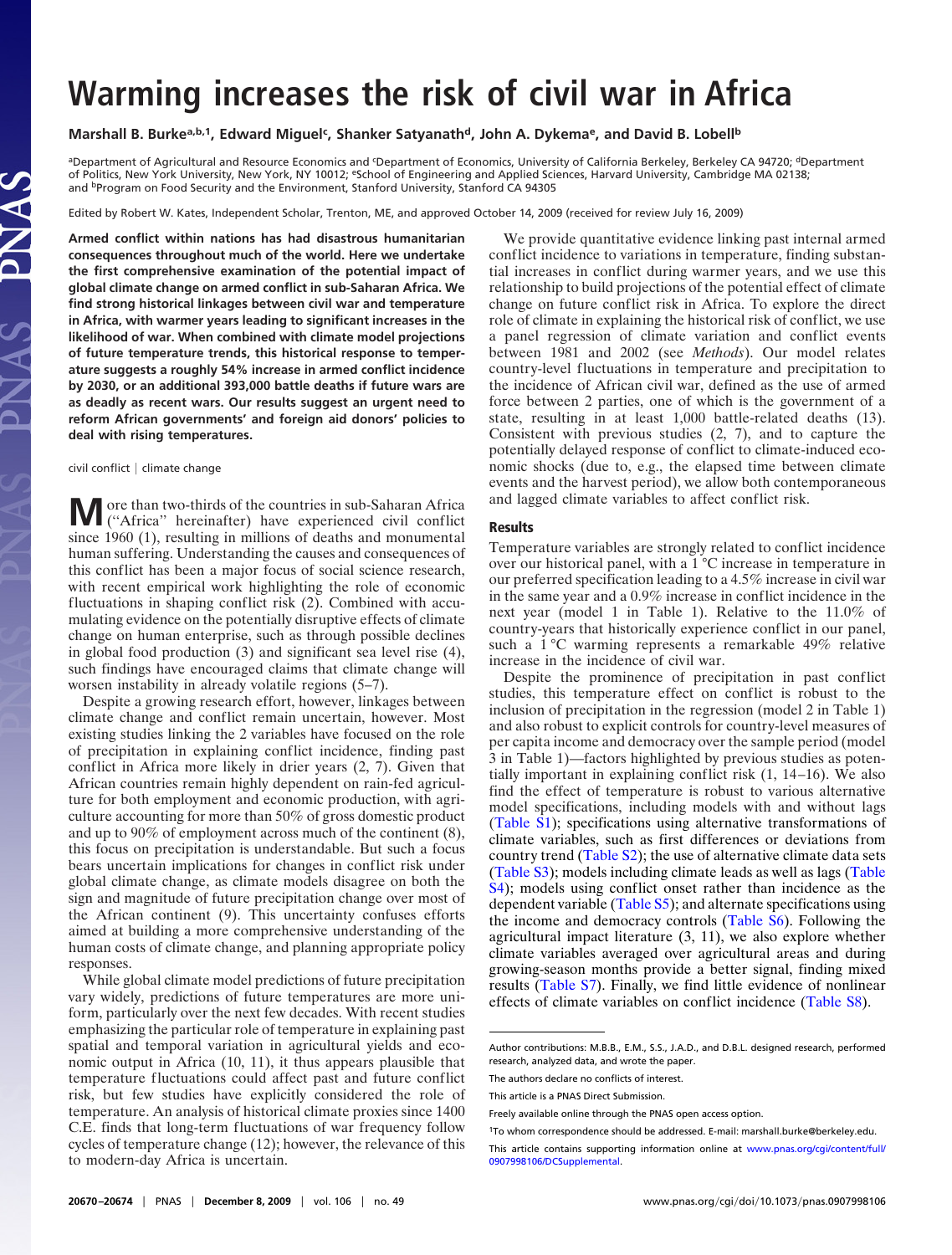# Warming increases the risk of civil war in Africa

**Marshall B. Burke[a,b,1], Edward Miguel[c], Shanker Satyanath[d], John A. Dykema[e], and David B. Lobell[b]**

[a]Department of Agricultural and Resource Economics and [c]Department of Economics, University of California Berkeley, Berkeley CA 94720; [d]Department of Politics, New York University, New York, NY 10012; [e]School of Engineering and Applied Sciences, Harvard University, Cambridge MA 02138; and [b]Program on Food Security and the Environment, Stanford University, Stanford CA 94305

Edited by Robert W. Kates, Independent Scholar, Trenton, ME, and approved October 14, 2009 (received for review July 16, 2009)

**Armed conflict within nations has had disastrous humanitarian consequences throughout much of the world. Here we undertake the first comprehensive examination of the potential impact of global climate change on armed conflict in sub-Saharan Africa. We find strong historical linkages between civil war and temperature in Africa, with warmer years leading to significant increases in the likelihood of war. When combined with climate model projections of future temperature trends, this historical response to temperature suggests a roughly 54% increase in armed conflict incidence by 2030, or an additional 393,000 battle deaths if future wars are as deadly as recent wars. Our results suggest an urgent need to reform African governments' and foreign aid donors' policies to deal with rising temperatures.**

civil conflict | climate change

More than two-thirds of the countries in sub-Saharan Africa ("Africa" hereinafter) have experienced civil conflict since 1960 (1), resulting in millions of deaths and monumental human suffering. Understanding the causes and consequences of this conflict has been a major focus of social science research, with recent empirical work highlighting the role of economic fluctuations in shaping conflict risk (2). Combined with accumulating evidence on the potentially disruptive effects of climate change on human enterprise, such as through possible declines in global food production (3) and significant sea level rise (4), such findings have encouraged claims that climate change will worsen instability in already volatile regions (5–7).

Despite a growing research effort, however, linkages between climate change and conflict remain uncertain, however. Most existing studies linking the 2 variables have focused on the role of precipitation in explaining conflict incidence, finding past conflict in Africa more likely in drier years (2, 7). Given that African countries remain highly dependent on rain-fed agriculture for both employment and economic production, with agriculture accounting for more than 50% of gross domestic product and up to 90% of employment across much of the continent (8), this focus on precipitation is understandable. But such a focus bears uncertain implications for changes in conflict risk under global climate change, as climate models disagree on both the sign and magnitude of future precipitation change over most of the African continent (9). This uncertainty confuses efforts aimed at building a more comprehensive understanding of the human costs of climate change, and planning appropriate policy responses.

While global climate model predictions of future precipitation vary widely, predictions of future temperatures are more uniform, particularly over the next few decades. With recent studies emphasizing the particular role of temperature in explaining past spatial and temporal variation in agricultural yields and economic output in Africa (10, 11), it thus appears plausible that temperature fluctuations could affect past and future conflict risk, but few studies have explicitly considered the role of temperature. An analysis of historical climate proxies since 1400 C.E. finds that long-term fluctuations of war frequency follow cycles of temperature change (12); however, the relevance of this to modern-day Africa is uncertain.

We provide quantitative evidence linking past internal armed conflict incidence to variations in temperature, finding substantial increases in conflict during warmer years, and we use this relationship to build projections of the potential effect of climate change on future conflict risk in Africa. To explore the direct role of climate in explaining the historical risk of conflict, we use a panel regression of climate variation and conflict events between 1981 and 2002 (see *Methods*). Our model relates country-level fluctuations in temperature and precipitation to the incidence of African civil war, defined as the use of armed force between 2 parties, one of which is the government of a state, resulting in at least 1,000 battle-related deaths (13). Consistent with previous studies (2, 7), and to capture the potentially delayed response of conflict to climate-induced economic shocks (due to, e.g., the elapsed time between climate events and the harvest period), we allow both contemporaneous and lagged climate variables to affect conflict risk.

## Results

Temperature variables are strongly related to conflict incidence over our historical panel, with a 1 °C increase in temperature in our preferred specification leading to a 4.5% increase in civil war in the same year and a 0.9% increase in conflict incidence in the next year (model 1 in Table 1). Relative to the 11.0% of country-years that historically experience conflict in our panel, such a 1 °C warming represents a remarkable 49% relative increase in the incidence of civil war.

Despite the prominence of precipitation in past conflict studies, this temperature effect on conflict is robust to the inclusion of precipitation in the regression (model 2 in Table 1) and also robust to explicit controls for country-level measures of per capita income and democracy over the sample period (model 3 in Table 1)—factors highlighted by previous studies as potentially important in explaining conflict risk (1, 14–16). We also find the effect of temperature is robust to various alternative model specifications, including models with and without lags (Table S1); specifications using alternative transformations of climate variables, such as first differences or deviations from country trend (Table S2); the use of alternative climate data sets (Table S3); models including climate leads as well as lags (Table S4); models using conflict onset rather than incidence as the dependent variable (Table S5); and alternate specifications using the income and democracy controls (Table S6). Following the agricultural impact literature (3, 11), we also explore whether climate variables averaged over agricultural areas and during growing-season months provide a better signal, finding mixed results (Table S7). Finally, we find little evidence of nonlinear effects of climate variables on conflict incidence (Table S8).

---

Author contributions: M.B.B., E.M., S.S., J.A.D., and D.B.L. designed research, performed research, analyzed data, and wrote the paper.

The authors declare no conflicts of interest.

This article is a PNAS Direct Submission.

Freely available online through the PNAS open access option.

[1]To whom correspondence should be addressed. E-mail: marshall.burke@berkeley.edu.

This article contains supporting information online at www.pnas.org/cgi/content/full/0907998106/DCSupplemental.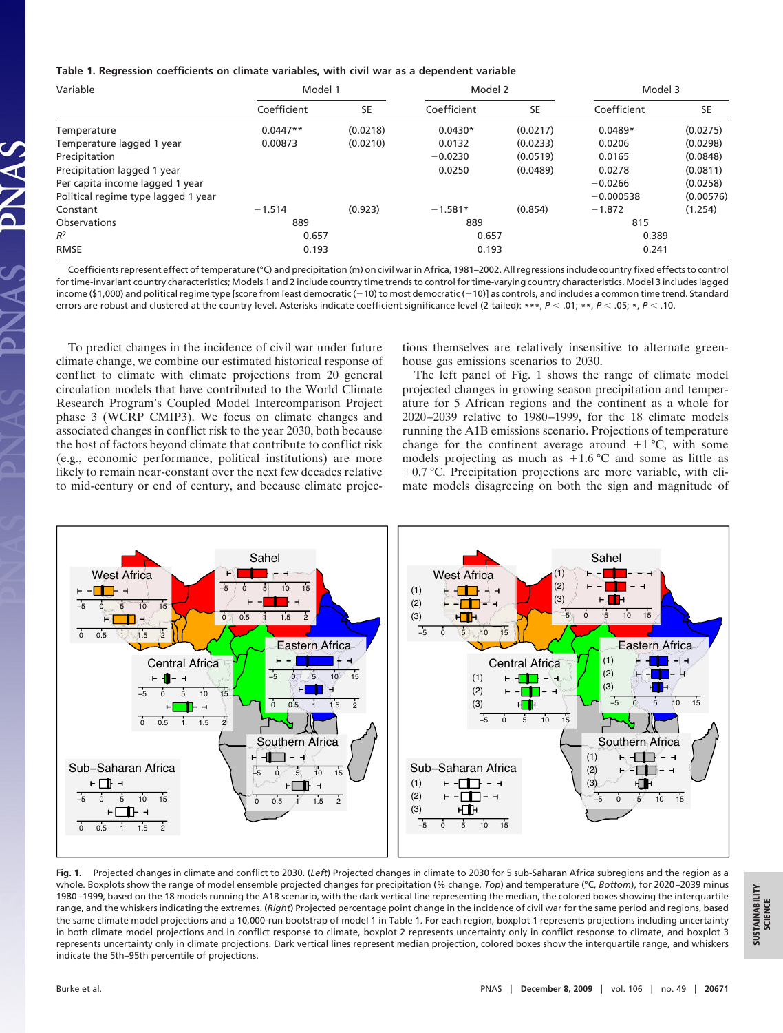**Table 1. Regression coefficients on climate variables, with civil war as a dependent variable**

| Variable | Model 1 | | Model 2 | | Model 3 | |
|---|---|---|---|---|---|---|
| | Coefficient | SE | Coefficient | SE | Coefficient | SE |
| Temperature | 0.0447** | (0.0218) | 0.0430* | (0.0217) | 0.0489* | (0.0275) |
| Temperature lagged 1 year | 0.00873 | (0.0210) | 0.0132 | (0.0233) | 0.0206 | (0.0298) |
| Precipitation | | | −0.0230 | (0.0519) | 0.0165 | (0.0848) |
| Precipitation lagged 1 year | | | 0.0250 | (0.0489) | 0.0278 | (0.0811) |
| Per capita income lagged 1 year | | | | | −0.0266 | (0.0258) |
| Political regime type lagged 1 year | | | | | −0.000538 | (0.00576) |
| Constant | −1.514 | (0.923) | −1.581* | (0.854) | −1.872 | (1.254) |
| Observations | 889 | | 889 | | 815 | |
| $R^2$ | 0.657 | | 0.657 | | 0.389 | |
| RMSE | 0.193 | | 0.193 | | 0.241 | |

Coefficients represent effect of temperature (°C) and precipitation (m) on civil war in Africa, 1981–2002. All regressions include country fixed effects to control for time-invariant country characteristics; Models 1 and 2 include country time trends to control for time-varying country characteristics. Model 3 includes lagged income ($1,000) and political regime type [score from least democratic (−10) to most democratic (+10)] as controls, and includes a common time trend. Standard errors are robust and clustered at the country level. Asterisks indicate coefficient significance level (2-tailed): ***, $P < .01$; **, $P < .05$; *, $P < .10$.

To predict changes in the incidence of civil war under future climate change, we combine our estimated historical response of conflict to climate with climate projections from 20 general circulation models that have contributed to the World Climate Research Program's Coupled Model Intercomparison Project phase 3 (WCRP CMIP3). We focus on climate changes and associated changes in conflict risk to the year 2030, both because the host of factors beyond climate that contribute to conflict risk (e.g., economic performance, political institutions) are more likely to remain near-constant over the next few decades relative to mid-century or end of century, and because climate projections themselves are relatively insensitive to alternate greenhouse gas emissions scenarios to 2030.

The left panel of Fig. 1 shows the range of climate model projected changes in growing season precipitation and temperature for 5 African regions and the continent as a whole for 2020–2039 relative to 1980–1999, for the 18 climate models running the A1B emissions scenario. Projections of temperature change for the continent average around +1 °C, with some models projecting as much as +1.6 °C and some as little as +0.7 °C. Precipitation projections are more variable, with climate models disagreeing on both the sign and magnitude of

**Fig. 1.** Projected changes in climate and conflict to 2030. (*Left*) Projected changes in climate to 2030 for 5 sub-Saharan Africa subregions and the region as a whole. Boxplots show the range of model ensemble projected changes for precipitation (% change, *Top*) and temperature (°C, *Bottom*), for 2020–2039 minus 1980–1999, based on the 18 models running the A1B scenario, with the dark vertical line representing the median, the colored boxes showing the interquartile range, and the whiskers indicating the extremes. (*Right*) Projected percentage point change in the incidence of civil war for the same period and regions, based the same climate model projections and a 10,000-run bootstrap of model 1 in Table 1. For each region, boxplot 1 represents projections including uncertainty in both climate model projections and in conflict response to climate, boxplot 2 represents uncertainty only in conflict response to climate, and boxplot 3 represents uncertainty only in climate projections. Dark vertical lines represent median projection, colored boxes show the interquartile range, and whiskers indicate the 5th–95th percentile of projections.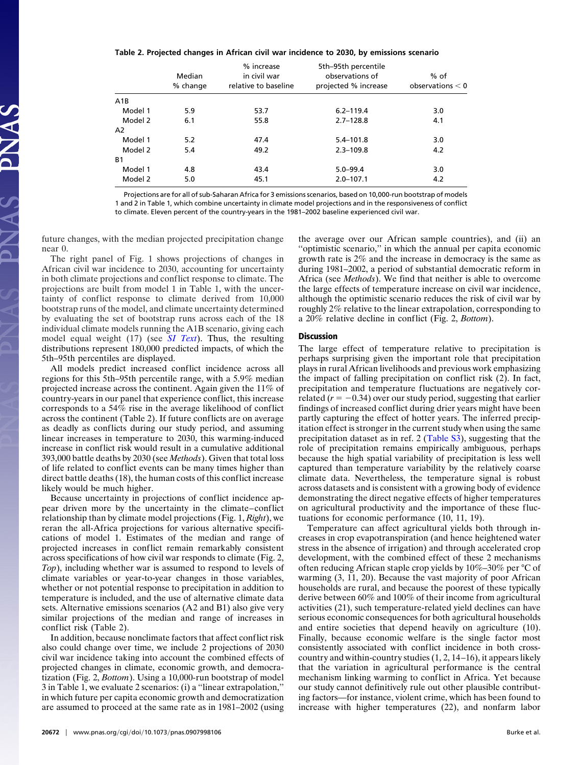**Table 2. Projected changes in African civil war incidence to 2030, by emissions scenario**

| | Median % change | % increase in civil war relative to baseline | 5th–95th percentile observations of projected % increase | % of observations < 0 |
|---|---|---|---|---|
| A1B | | | | |
| Model 1 | 5.9 | 53.7 | 6.2–119.4 | 3.0 |
| Model 2 | 6.1 | 55.8 | 2.7–128.8 | 4.1 |
| A2 | | | | |
| Model 1 | 5.2 | 47.4 | 5.4–101.8 | 3.0 |
| Model 2 | 5.4 | 49.2 | 2.3–109.8 | 4.2 |
| B1 | | | | |
| Model 1 | 4.8 | 43.4 | 5.0–99.4 | 3.0 |
| Model 2 | 5.0 | 45.1 | 2.0–107.1 | 4.2 |

Projections are for all of sub-Saharan Africa for 3 emissions scenarios, based on 10,000-run bootstrap of models 1 and 2 in Table 1, which combine uncertainty in climate model projections and in the responsiveness of conflict to climate. Eleven percent of the country-years in the 1981–2002 baseline experienced civil war.

future changes, with the median projected precipitation change near 0.

The right panel of Fig. 1 shows projections of changes in African civil war incidence to 2030, accounting for uncertainty in both climate projections and conflict response to climate. The projections are built from model 1 in Table 1, with the uncertainty of conflict response to climate derived from 10,000 bootstrap runs of the model, and climate uncertainty determined by evaluating the set of bootstrap runs across each of the 18 individual climate models running the A1B scenario, giving each model equal weight (17) (see *SI Text*). Thus, the resulting distributions represent 180,000 predicted impacts, of which the 5th–95th percentiles are displayed.

All models predict increased conflict incidence across all regions for this 5th–95th percentile range, with a 5.9% median projected increase across the continent. Again given the 11% of country-years in our panel that experience conflict, this increase corresponds to a 54% rise in the average likelihood of conflict across the continent (Table 2). If future conflicts are on average as deadly as conflicts during our study period, and assuming linear increases in temperature to 2030, this warming-induced increase in conflict risk would result in a cumulative additional 393,000 battle deaths by 2030 (see *Methods*). Given that total loss of life related to conflict events can be many times higher than direct battle deaths (18), the human costs of this conflict increase likely would be much higher.

Because uncertainty in projections of conflict incidence appear driven more by the uncertainty in the climate–conflict relationship than by climate model projections (Fig. 1, *Right*), we reran the all-Africa projections for various alternative specifications of model 1. Estimates of the median and range of projected increases in conflict remain remarkably consistent across specifications of how civil war responds to climate (Fig. 2, *Top*), including whether war is assumed to respond to levels of climate variables or year-to-year changes in those variables, whether or not potential response to precipitation in addition to temperature is included, and the use of alternative climate data sets. Alternative emissions scenarios (A2 and B1) also give very similar projections of the median and range of increases in conflict risk (Table 2).

In addition, because nonclimate factors that affect conflict risk also could change over time, we include 2 projections of 2030 civil war incidence taking into account the combined effects of projected changes in climate, economic growth, and democratization (Fig. 2, *Bottom*). Using a 10,000-run bootstrap of model 3 in Table 1, we evaluate 2 scenarios: (i) a "linear extrapolation," in which future per capita economic growth and democratization are assumed to proceed at the same rate as in 1981–2002 (using the average over our African sample countries), and (ii) an "optimistic scenario," in which the annual per capita economic growth rate is 2% and the increase in democracy is the same as during 1981–2002, a period of substantial democratic reform in Africa (see *Methods*). We find that neither is able to overcome the large effects of temperature increase on civil war incidence, although the optimistic scenario reduces the risk of civil war by roughly 2% relative to the linear extrapolation, corresponding to a 20% relative decline in conflict (Fig. 2, *Bottom*).

## Discussion

The large effect of temperature relative to precipitation is perhaps surprising given the important role that precipitation plays in rural African livelihoods and previous work emphasizing the impact of falling precipitation on conflict risk (2). In fact, precipitation and temperature fluctuations are negatively correlated ($r = -0.34$) over our study period, suggesting that earlier findings of increased conflict during drier years might have been partly capturing the effect of hotter years. The inferred precipitation effect is stronger in the current study when using the same precipitation dataset as in ref. 2 (Table S3), suggesting that the role of precipitation remains empirically ambiguous, perhaps because the high spatial variability of precipitation is less well captured than temperature variability by the relatively coarse climate data. Nevertheless, the temperature signal is robust across datasets and is consistent with a growing body of evidence demonstrating the direct negative effects of higher temperatures on agricultural productivity and the importance of these fluctuations for economic performance (10, 11, 19).

Temperature can affect agricultural yields both through increases in crop evapotranspiration (and hence heightened water stress in the absence of irrigation) and through accelerated crop development, with the combined effect of these 2 mechanisms often reducing African staple crop yields by 10%–30% per °C of warming (3, 11, 20). Because the vast majority of poor African households are rural, and because the poorest of these typically derive between 60% and 100% of their income from agricultural activities (21), such temperature-related yield declines can have serious economic consequences for both agricultural households and entire societies that depend heavily on agriculture (10). Finally, because economic welfare is the single factor most consistently associated with conflict incidence in both cross-country and within-country studies (1, 2, 14–16), it appears likely that the variation in agricultural performance is the central mechanism linking warming to conflict in Africa. Yet because our study cannot definitively rule out other plausible contributing factors—for instance, violent crime, which has been found to increase with higher temperatures (22), and nonfarm labor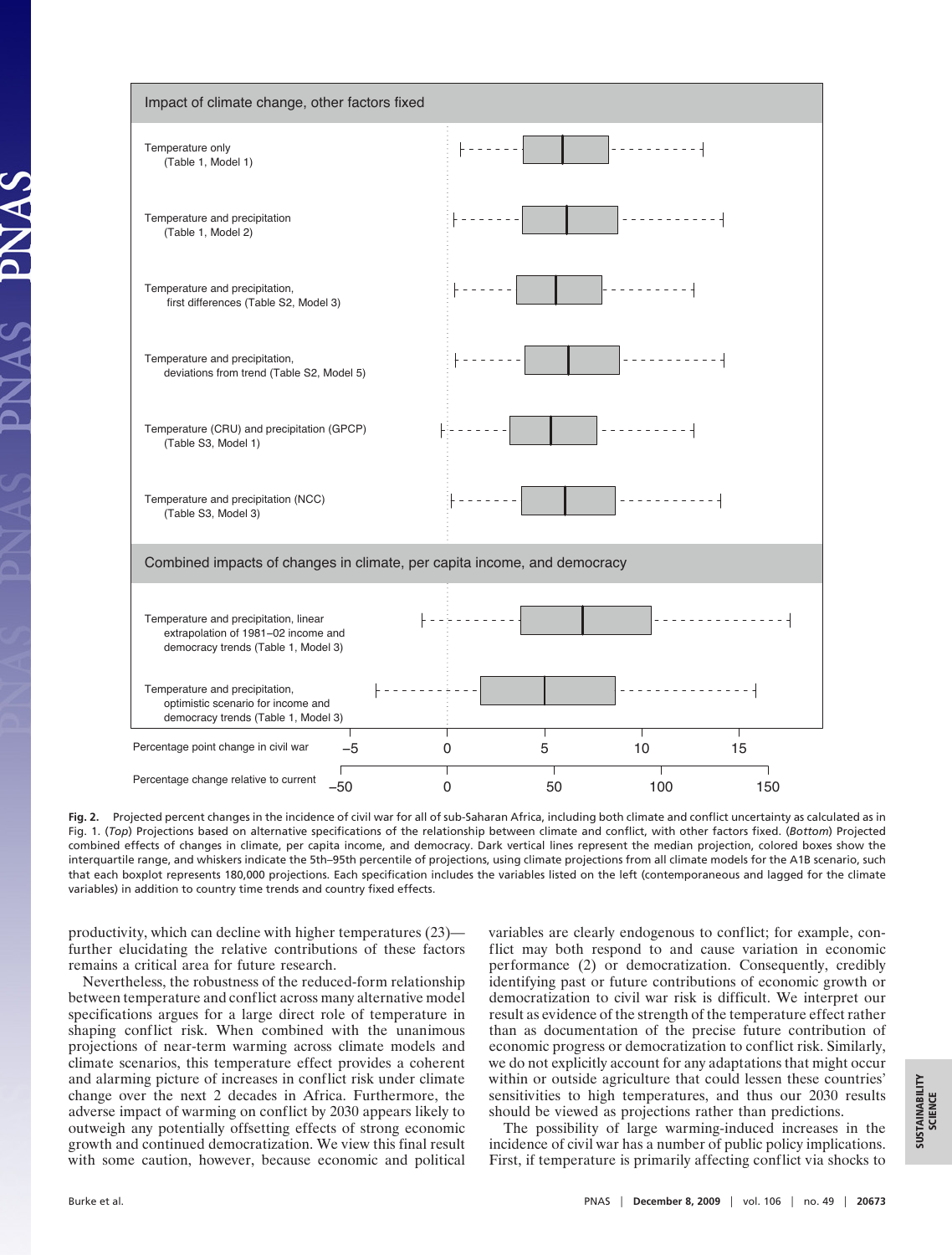**Fig. 2.** Projected percent changes in the incidence of civil war for all of sub-Saharan Africa, including both climate and conflict uncertainty as calculated as in Fig. 1. (*Top*) Projections based on alternative specifications of the relationship between climate and conflict, with other factors fixed. (*Bottom*) Projected combined effects of changes in climate, per capita income, and democracy. Dark vertical lines represent the median projection, colored boxes show the interquartile range, and whiskers indicate the 5th–95th percentile of projections, using climate projections from all climate models for the A1B scenario, such that each boxplot represents 180,000 projections. Each specification includes the variables listed on the left (contemporaneous and lagged for the climate variables) in addition to country time trends and country fixed effects.

productivity, which can decline with higher temperatures (23)—further elucidating the relative contributions of these factors remains a critical area for future research.

Nevertheless, the robustness of the reduced-form relationship between temperature and conflict across many alternative model specifications argues for a large direct role of temperature in shaping conflict risk. When combined with the unanimous projections of near-term warming across climate models and climate scenarios, this temperature effect provides a coherent and alarming picture of increases in conflict risk under climate change over the next 2 decades in Africa. Furthermore, the adverse impact of warming on conflict by 2030 appears likely to outweigh any potentially offsetting effects of strong economic growth and continued democratization. We view this final result with some caution, however, because economic and political variables are clearly endogenous to conflict; for example, conflict may both respond to and cause variation in economic performance (2) or democratization. Consequently, credibly identifying past or future contributions of economic growth or democratization to civil war risk is difficult. We interpret our result as evidence of the strength of the temperature effect rather than as documentation of the precise future contribution of economic progress or democratization to conflict risk. Similarly, we do not explicitly account for any adaptations that might occur within or outside agriculture that could lessen these countries' sensitivities to high temperatures, and thus our 2030 results should be viewed as projections rather than predictions.

The possibility of large warming-induced increases in the incidence of civil war has a number of public policy implications. First, if temperature is primarily affecting conflict via shocks to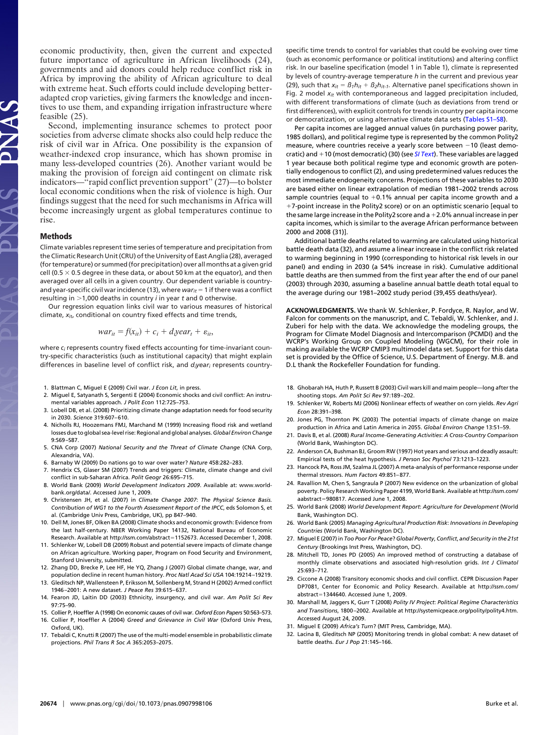economic productivity, then, given the current and expected future importance of agriculture in African livelihoods (24), governments and aid donors could help reduce conflict risk in Africa by improving the ability of African agriculture to deal with extreme heat. Such efforts could include developing better-adapted crop varieties, giving farmers the knowledge and incentives to use them, and expanding irrigation infrastructure where feasible (25).

Second, implementing insurance schemes to protect poor societies from adverse climate shocks also could help reduce the risk of civil war in Africa. One possibility is the expansion of weather-indexed crop insurance, which has shown promise in many less-developed countries (26). Another variant would be making the provision of foreign aid contingent on climate risk indicators—"rapid conflict prevention support" (27)—to bolster local economic conditions when the risk of violence is high. Our findings suggest that the need for such mechanisms in Africa will become increasingly urgent as global temperatures continue to rise.

## Methods

Climate variables represent time series of temperature and precipitation from the Climatic Research Unit (CRU) of the University of East Anglia (28), averaged (for temperature) or summed (for precipitation) over all months at a given grid cell (0.5 × 0.5 degree in these data, or about 50 km at the equator), and then averaged over all cells in a given country. Our dependent variable is country- and year-specific civil war incidence (13), where $war_{it}$ = 1 if there was a conflict resulting in >1,000 deaths in country $i$ in year $t$ and 0 otherwise.

Our regression equation links civil war to various measures of historical climate, $x_{it}$, conditional on country fixed effects and time trends,

$$war_{it} = f(x_{it}) + c_i + d_i year_t + \varepsilon_{it},$$

where $c_i$ represents country fixed effects accounting for time-invariant country-specific characteristics (such as institutional capacity) that might explain differences in baseline level of conflict risk, and $d_i year_t$ represents country-specific time trends to control for variables that could be evolving over time (such as economic performance or political institutions) and altering conflict risk. In our baseline specification (model 1 in Table 1), climate is represented by levels of country-average temperature $h$ in the current and previous year (29), such that $x_{it} = \beta_1 h_{it} + \beta_2 h_{it-1}$. Alternative panel specifications shown in Fig. 2 model $x_{it}$ with contemporaneous and lagged precipitation included, with different transformations of climate (such as deviations from trend or first differences), with explicit controls for trends in country per capita income or democratization, or using alternative climate data sets (Tables S1–S8).

Per capita incomes are lagged annual values (in purchasing power parity, 1985 dollars), and political regime type is represented by the common Polity2 measure, where countries receive a yearly score between −10 (least democratic) and +10 (most democratic) (30) (see *SI Text*). These variables are lagged 1 year because both political regime type and economic growth are potentially endogenous to conflict (2), and using predetermined values reduces the most immediate endogeneity concerns. Projections of these variables to 2030 are based either on linear extrapolation of median 1981–2002 trends across sample countries (equal to +0.1% annual per capita income growth and a +7-point increase in the Polity2 score) or on an optimistic scenario [equal to the same large increase in the Polity2 score and a +2.0% annual increase in per capita incomes, which is similar to the average African performance between 2000 and 2008 (31)].

Additional battle deaths related to warming are calculated using historical battle death data (32), and assume a linear increase in the conflict risk related to warming beginning in 1990 (corresponding to historical risk levels in our panel) and ending in 2030 (a 54% increase in risk). Cumulative additional battle deaths are then summed from the first year after the end of our panel (2003) through 2030, assuming a baseline annual battle death total equal to the average during our 1981–2002 study period (39,455 deaths/year).

**ACKNOWLEDGMENTS.** We thank W. Schlenker, P. Fordyce, R. Naylor, and W. Falcon for comments on the manuscript, and C. Tebaldi, W. Schlenker, and J. Zuberi for help with the data. We acknowledge the modeling groups, the Program for Climate Model Diagnosis and Intercomparison (PCMDI) and the WCRP's Working Group on Coupled Modeling (WGCM), for their role in making available the WCRP CMIP3 multimodel data set. Support for this data set is provided by the Office of Science, U.S. Department of Energy. M.B. and D.L thank the Rockefeller Foundation for funding.

1. Blattman C, Miguel E (2009) Civil war. *J Econ Lit*, in press.
2. Miguel E, Satyanath S, Sergenti E (2004) Economic shocks and civil conflict: An instrumental variables approach. *J Polit Econ* 112:725–753.
3. Lobell DB, et al. (2008) Prioritizing climate change adaptation needs for food security in 2030. *Science* 319:607–610.
4. Nicholls RJ, Hoozemans FMJ, Marchand M (1999) Increasing flood risk and wetland losses due to global sea-level rise: Regional and global analyses. *Global Environ Change* 9:S69–S87.
5. CNA Corp (2007) *National Security and the Threat of Climate Change* (CNA Corp, Alexandria, VA).
6. Barnaby W (2009) Do nations go to war over water? *Nature* 458:282–283.
7. Hendrix CS, Glaser SM (2007) Trends and triggers: Climate, climate change and civil conflict in sub-Saharan Africa. *Polit Geogr* 26:695–715.
8. World Bank (2009) *World Development Indicators 2009*. Available at: www.worldbank.org/data/. Accessed June 1, 2009.
9. Christensen JH, et al. (2007) in *Climate Change 2007: The Physical Science Basis. Contribution of WG1 to the Fourth Assessment Report of the IPCC*, eds Solomon S, et al. (Cambridge Univ Press, Cambridge, UK), pp 847–940.
10. Dell M, Jones BF, Olken BA (2008) Climate shocks and economic growth: Evidence from the last half-century. NBER Working Paper 14132, National Bureau of Economic Research. Available at http://ssm.com/abstract=1152673. Accessed December 1, 2008.
11. Schlenker W, Lobell DB (2009) Robust and potential severe impacts of climate change on African agriculture. Working paper, Program on Food Security and Environment, Stanford University, submitted.
12. Zhang DD, Brecke P, Lee HF, He YQ, Zhang J (2007) Global climate change, war, and population decline in recent human history. *Proc Natl Acad Sci USA* 104:19214–19219.
13. Gleditsch NP, Wallensteen P, Eriksson M, Sollenberg M, Strand H (2002) Armed conflict 1946–2001: A new dataset. *J Peace Res* 39:615–637.
14. Fearon JD, Laitin DD (2003) Ethnicity, insurgency, and civil war. *Am Polit Sci Rev* 97:75–90.
15. Collier P, Hoeffler A (1998) On economic causes of civil war. *Oxford Econ Papers* 50:563–573.
16. Collier P, Hoeffler A (2004) *Greed and Grievance in Civil War* (Oxford Univ Press, Oxford, UK).
17. Tebaldi C, Knutti R (2007) The use of the multi-model ensemble in probabilistic climate projections. *Phil Trans R Soc A* 365:2053–2075.
18. Ghobarah HA, Huth P, Russett B (2003) Civil wars kill and maim people—long after the shooting stops. *Am Polit Sci Rev* 97:189–202.
19. Schlenker W, Roberts MJ (2006) Nonlinear effects of weather on corn yields. *Rev Agri Econ* 28:391–398.
20. Jones PG, Thornton PK (2003) The potential impacts of climate change on maize production in Africa and Latin America in 2055. *Global Environ Change* 13:51–59.
21. Davis B, et al. (2008) *Rural Income-Generating Activities: A Cross-Country Comparison* (World Bank, Washington DC).
22. Anderson CA, Bushman BJ, Groom RW (1997) Hot years and serious and deadly assault: Empirical tests of the heat hypothesis. *J Person Soc Psychol* 73:1213–1223.
23. Hancock PA, Ross JM, Szalma JL (2007) A meta-analysis of performance response under thermal stressors. *Hum Factors* 49:851–877.
24. Ravallion M, Chen S, Sangraula P (2007) New evidence on the urbanization of global poverty. Policy Research Working Paper 4199, World Bank. Available at http://ssm.com/aabstract=980817. Accessed June 1, 2008.
25. World Bank (2008) *World Development Report: Agriculture for Development* (World Bank, Washington DC).
26. World Bank (2005) *Managing Agricultural Production Risk: Innovations in Developing Countries* (World Bank, Washington DC).
27. Miguel E (2007) in *Too Poor For Peace? Global Poverty, Conflict, and Security in the 21st Century* (Brookings Inst Press, Washington, DC).
28. Mitchell TD, Jones PD (2005) An improved method of constructing a database of monthly climate observations and associated high-resolution grids. *Int J Climatol* 25:693–712.
29. Ciccone A (2008) Transitory economic shocks and civil conflict. CEPR Discussion Paper DP7081, Center for Economic and Policy Research. Available at http://ssm.com/abstract=1344640. Accessed June 1, 2009.
30. Marshall M, Jaggers K, Gurr T (2008) *Polity IV Project: Political Regime Characteristics and Transitions*, 1800–2002. Available at http://systemicpeace.org/polity/polity4.htm. Accessed August 24, 2009.
31. Miguel E (2009) *Africa's Turn?* (MIT Press, Cambridge, MA).
32. Lacina B, Gleditsch NP (2005) Monitoring trends in global combat: A new dataset of battle deaths. *Eur J Pop* 21:145–166.